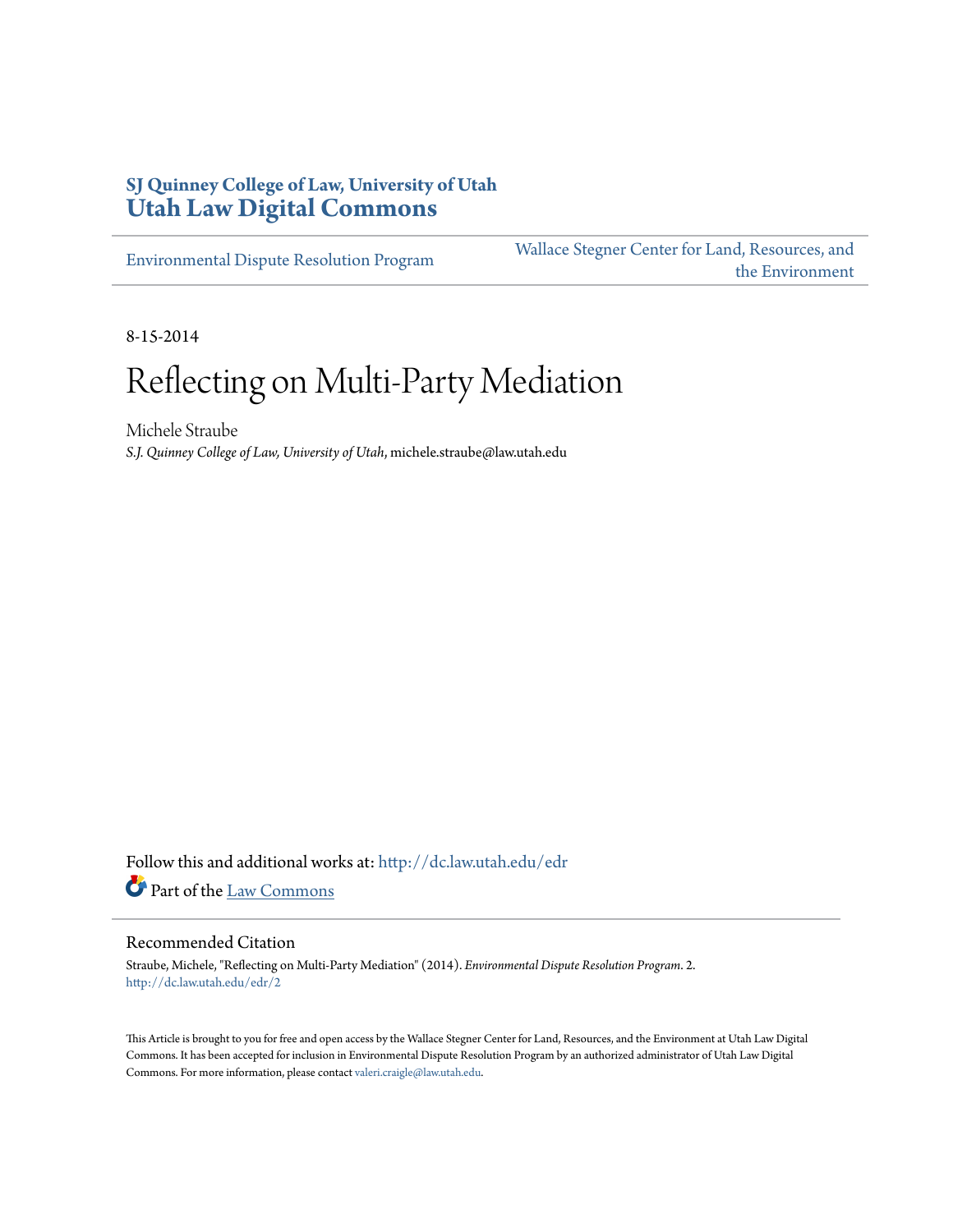SJ Quinney College of Law, University of Utah
**Utah Law Digital Commons**

Environmental Dispute Resolution Program

Wallace Stegner Center for Land, Resources, and the Environment

8-15-2014

# Reflecting on Multi-Party Mediation

Michele Straube
*S.J. Quinney College of Law, University of Utah*, michele.straube@law.utah.edu

Follow this and additional works at: http://dc.law.utah.edu/edr

Part of the Law Commons

## Recommended Citation

Straube, Michele, "Reflecting on Multi-Party Mediation" (2014). *Environmental Dispute Resolution Program*. 2.
http://dc.law.utah.edu/edr/2

This Article is brought to you for free and open access by the Wallace Stegner Center for Land, Resources, and the Environment at Utah Law Digital Commons. It has been accepted for inclusion in Environmental Dispute Resolution Program by an authorized administrator of Utah Law Digital Commons. For more information, please contact valeri.craigle@law.utah.edu.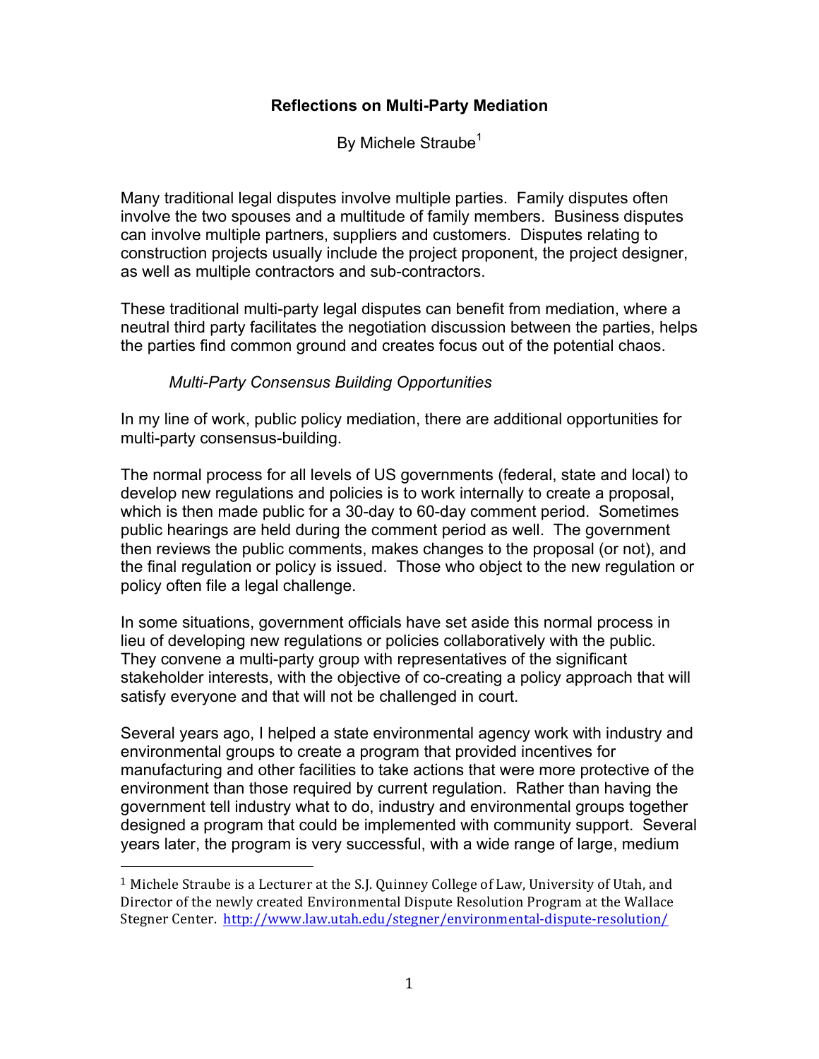**Reflections on Multi-Party Mediation**

By Michele Straube[1]

Many traditional legal disputes involve multiple parties. Family disputes often involve the two spouses and a multitude of family members. Business disputes can involve multiple partners, suppliers and customers. Disputes relating to construction projects usually include the project proponent, the project designer, as well as multiple contractors and sub-contractors.

These traditional multi-party legal disputes can benefit from mediation, where a neutral third party facilitates the negotiation discussion between the parties, helps the parties find common ground and creates focus out of the potential chaos.

*Multi-Party Consensus Building Opportunities*

In my line of work, public policy mediation, there are additional opportunities for multi-party consensus-building.

The normal process for all levels of US governments (federal, state and local) to develop new regulations and policies is to work internally to create a proposal, which is then made public for a 30-day to 60-day comment period. Sometimes public hearings are held during the comment period as well. The government then reviews the public comments, makes changes to the proposal (or not), and the final regulation or policy is issued. Those who object to the new regulation or policy often file a legal challenge.

In some situations, government officials have set aside this normal process in lieu of developing new regulations or policies collaboratively with the public. They convene a multi-party group with representatives of the significant stakeholder interests, with the objective of co-creating a policy approach that will satisfy everyone and that will not be challenged in court.

Several years ago, I helped a state environmental agency work with industry and environmental groups to create a program that provided incentives for manufacturing and other facilities to take actions that were more protective of the environment than those required by current regulation. Rather than having the government tell industry what to do, industry and environmental groups together designed a program that could be implemented with community support. Several years later, the program is very successful, with a wide range of large, medium

[1] Michele Straube is a Lecturer at the S.J. Quinney College of Law, University of Utah, and Director of the newly created Environmental Dispute Resolution Program at the Wallace Stegner Center. http://www.law.utah.edu/stegner/environmental-dispute-resolution/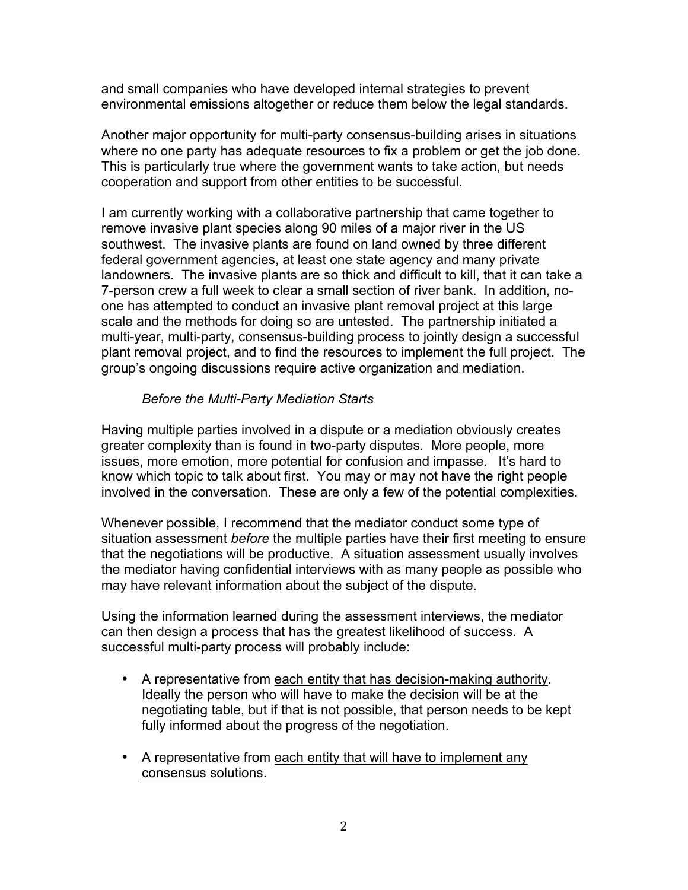and small companies who have developed internal strategies to prevent environmental emissions altogether or reduce them below the legal standards.

Another major opportunity for multi-party consensus-building arises in situations where no one party has adequate resources to fix a problem or get the job done. This is particularly true where the government wants to take action, but needs cooperation and support from other entities to be successful.

I am currently working with a collaborative partnership that came together to remove invasive plant species along 90 miles of a major river in the US southwest. The invasive plants are found on land owned by three different federal government agencies, at least one state agency and many private landowners. The invasive plants are so thick and difficult to kill, that it can take a 7-person crew a full week to clear a small section of river bank. In addition, no-one has attempted to conduct an invasive plant removal project at this large scale and the methods for doing so are untested. The partnership initiated a multi-year, multi-party, consensus-building process to jointly design a successful plant removal project, and to find the resources to implement the full project. The group's ongoing discussions require active organization and mediation.

*Before the Multi-Party Mediation Starts*

Having multiple parties involved in a dispute or a mediation obviously creates greater complexity than is found in two-party disputes. More people, more issues, more emotion, more potential for confusion and impasse. It's hard to know which topic to talk about first. You may or may not have the right people involved in the conversation. These are only a few of the potential complexities.

Whenever possible, I recommend that the mediator conduct some type of situation assessment *before* the multiple parties have their first meeting to ensure that the negotiations will be productive. A situation assessment usually involves the mediator having confidential interviews with as many people as possible who may have relevant information about the subject of the dispute.

Using the information learned during the assessment interviews, the mediator can then design a process that has the greatest likelihood of success. A successful multi-party process will probably include:

- A representative from <u>each entity that has decision-making authority</u>. Ideally the person who will have to make the decision will be at the negotiating table, but if that is not possible, that person needs to be kept fully informed about the progress of the negotiation.

- A representative from <u>each entity that will have to implement any consensus solutions</u>.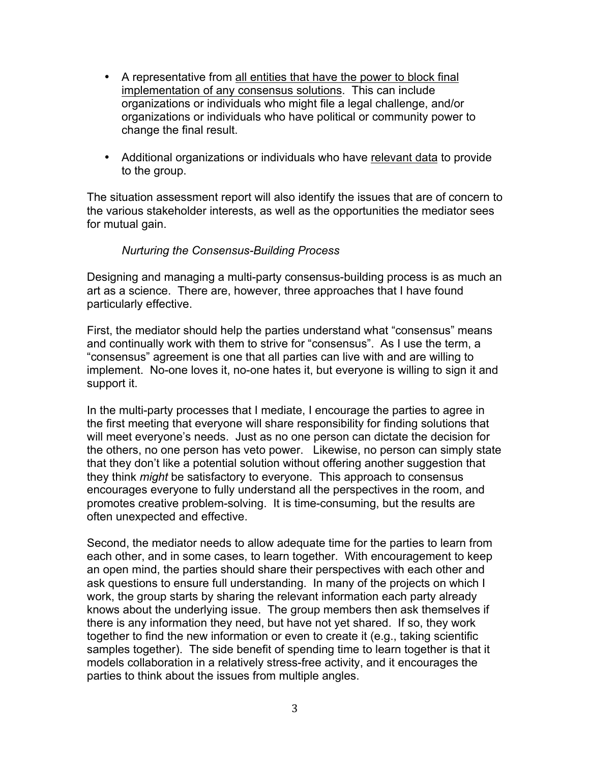- A representative from <u>all entities that have the power to block final implementation of any consensus solutions</u>. This can include organizations or individuals who might file a legal challenge, and/or organizations or individuals who have political or community power to change the final result.

- Additional organizations or individuals who have <u>relevant data</u> to provide to the group.

The situation assessment report will also identify the issues that are of concern to the various stakeholder interests, as well as the opportunities the mediator sees for mutual gain.

*Nurturing the Consensus-Building Process*

Designing and managing a multi-party consensus-building process is as much an art as a science. There are, however, three approaches that I have found particularly effective.

First, the mediator should help the parties understand what "consensus" means and continually work with them to strive for "consensus". As I use the term, a "consensus" agreement is one that all parties can live with and are willing to implement. No-one loves it, no-one hates it, but everyone is willing to sign it and support it.

In the multi-party processes that I mediate, I encourage the parties to agree in the first meeting that everyone will share responsibility for finding solutions that will meet everyone's needs. Just as no one person can dictate the decision for the others, no one person has veto power. Likewise, no person can simply state that they don't like a potential solution without offering another suggestion that they think *might* be satisfactory to everyone. This approach to consensus encourages everyone to fully understand all the perspectives in the room, and promotes creative problem-solving. It is time-consuming, but the results are often unexpected and effective.

Second, the mediator needs to allow adequate time for the parties to learn from each other, and in some cases, to learn together. With encouragement to keep an open mind, the parties should share their perspectives with each other and ask questions to ensure full understanding. In many of the projects on which I work, the group starts by sharing the relevant information each party already knows about the underlying issue. The group members then ask themselves if there is any information they need, but have not yet shared. If so, they work together to find the new information or even to create it (e.g., taking scientific samples together). The side benefit of spending time to learn together is that it models collaboration in a relatively stress-free activity, and it encourages the parties to think about the issues from multiple angles.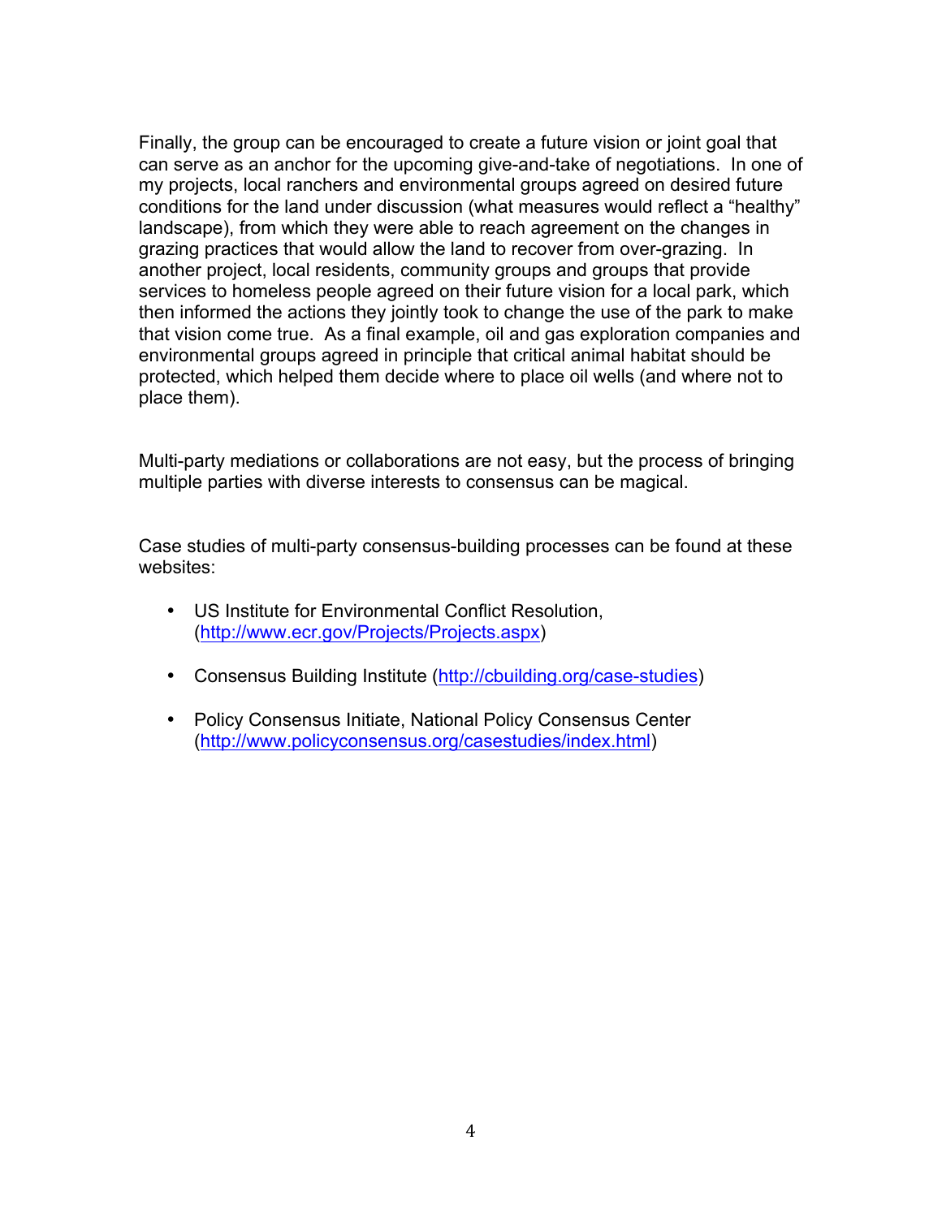Finally, the group can be encouraged to create a future vision or joint goal that can serve as an anchor for the upcoming give-and-take of negotiations. In one of my projects, local ranchers and environmental groups agreed on desired future conditions for the land under discussion (what measures would reflect a "healthy" landscape), from which they were able to reach agreement on the changes in grazing practices that would allow the land to recover from over-grazing. In another project, local residents, community groups and groups that provide services to homeless people agreed on their future vision for a local park, which then informed the actions they jointly took to change the use of the park to make that vision come true. As a final example, oil and gas exploration companies and environmental groups agreed in principle that critical animal habitat should be protected, which helped them decide where to place oil wells (and where not to place them).

Multi-party mediations or collaborations are not easy, but the process of bringing multiple parties with diverse interests to consensus can be magical.

Case studies of multi-party consensus-building processes can be found at these websites:

- US Institute for Environmental Conflict Resolution, (http://www.ecr.gov/Projects/Projects.aspx)
- Consensus Building Institute (http://cbuilding.org/case-studies)
- Policy Consensus Initiate, National Policy Consensus Center (http://www.policyconsensus.org/casestudies/index.html)